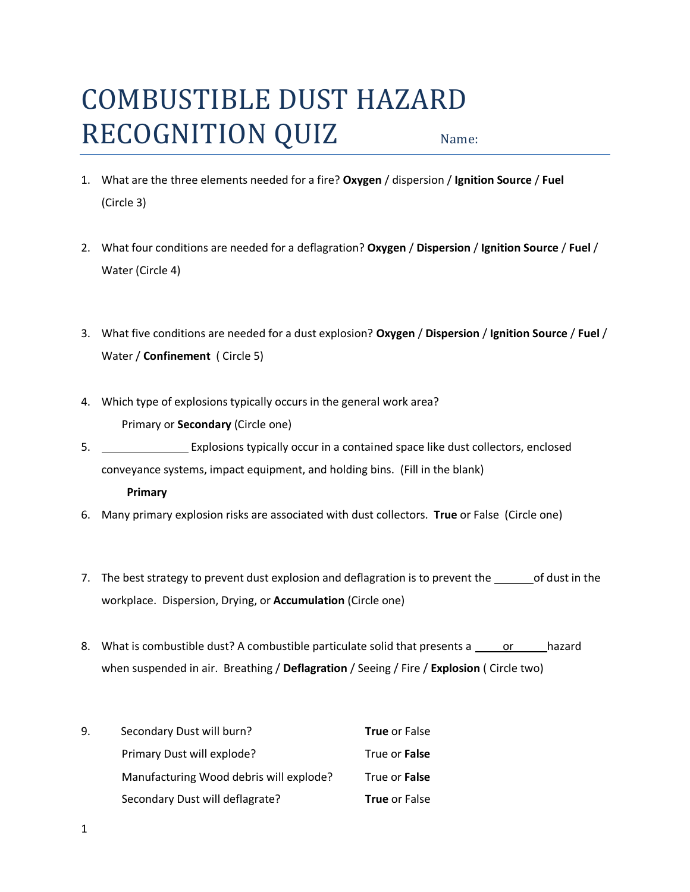# COMBUSTIBLE DUST HAZARD RECOGNITION QUIZ

Name:

1. What are the three elements needed for a fire? **Oxygen** / dispersion / **Ignition Source** / **Fuel** (Circle 3)

2. What four conditions are needed for a deflagration? **Oxygen** / **Dispersion** / **Ignition Source** / **Fuel** / Water (Circle 4)

3. What five conditions are needed for a dust explosion? **Oxygen** / **Dispersion** / **Ignition Source** / **Fuel** / Water / **Confinement** ( Circle 5)

4. Which type of explosions typically occurs in the general work area?

   Primary or **Secondary** (Circle one)

5. ______________ Explosions typically occur in a contained space like dust collectors, enclosed conveyance systems, impact equipment, and holding bins. (Fill in the blank)

   **Primary**

6. Many primary explosion risks are associated with dust collectors. **True** or False (Circle one)

7. The best strategy to prevent dust explosion and deflagration is to prevent the ______ of dust in the workplace. Dispersion, Drying, or **Accumulation** (Circle one)

8. What is combustible dust? A combustible particulate solid that presents a _____ or _____ hazard when suspended in air. Breathing / **Deflagration** / Seeing / Fire / **Explosion** ( Circle two)

9. 

| | |
|---|---|
| Secondary Dust will burn? | **True** or False |
| Primary Dust will explode? | True or **False** |
| Manufacturing Wood debris will explode? | True or **False** |
| Secondary Dust will deflagrate? | **True** or False |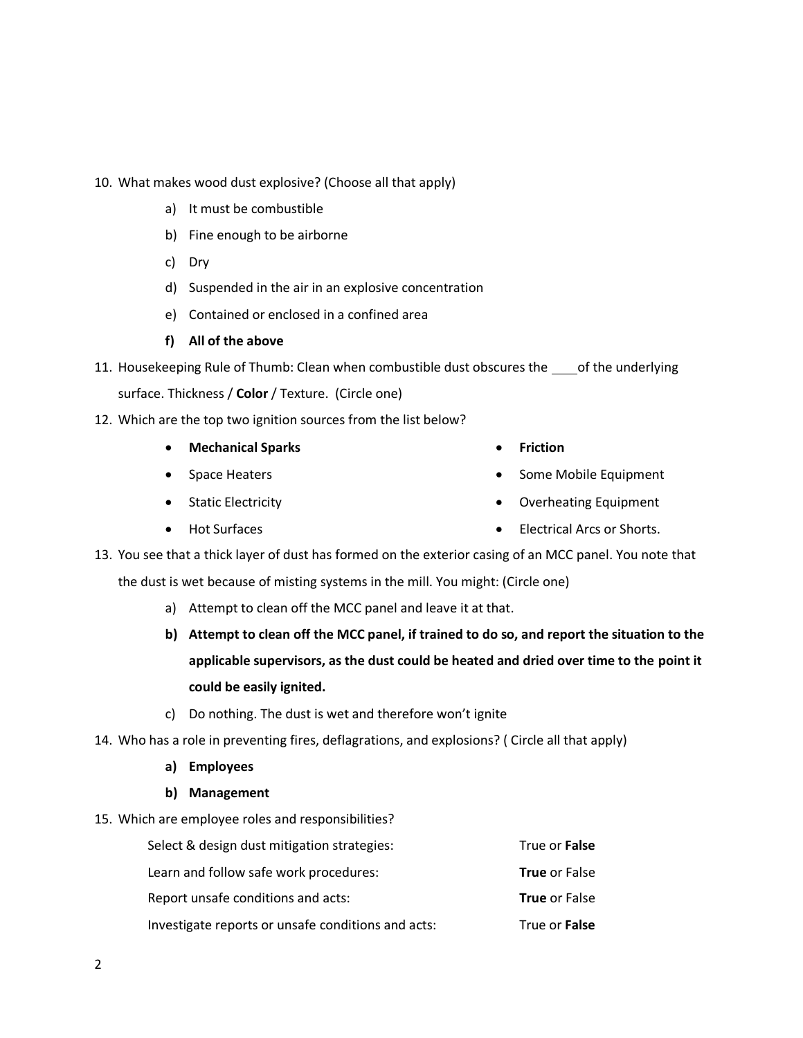10. What makes wood dust explosive? (Choose all that apply)
    - a) It must be combustible
    - b) Fine enough to be airborne
    - c) Dry
    - d) Suspended in the air in an explosive concentration
    - e) Contained or enclosed in a confined area
    - **f) All of the above**
11. Housekeeping Rule of Thumb: Clean when combustible dust obscures the ____ of the underlying surface. Thickness / **Color** / Texture. (Circle one)
12. Which are the top two ignition sources from the list below?
    - **Mechanical Sparks**
    - Space Heaters
    - Static Electricity
    - Hot Surfaces
    - **Friction**
    - Some Mobile Equipment
    - Overheating Equipment
    - Electrical Arcs or Shorts.
13. You see that a thick layer of dust has formed on the exterior casing of an MCC panel. You note that the dust is wet because of misting systems in the mill. You might: (Circle one)
    - a) Attempt to clean off the MCC panel and leave it at that.
    - **b) Attempt to clean off the MCC panel, if trained to do so, and report the situation to the applicable supervisors, as the dust could be heated and dried over time to the point it could be easily ignited.**
    - c) Do nothing. The dust is wet and therefore won't ignite
14. Who has a role in preventing fires, deflagrations, and explosions? ( Circle all that apply)
    - **a) Employees**
    - **b) Management**
15. Which are employee roles and responsibilities?

| | |
|---|---|
| Select & design dust mitigation strategies: | True or **False** |
| Learn and follow safe work procedures: | **True** or False |
| Report unsafe conditions and acts: | **True** or False |
| Investigate reports or unsafe conditions and acts: | True or **False** |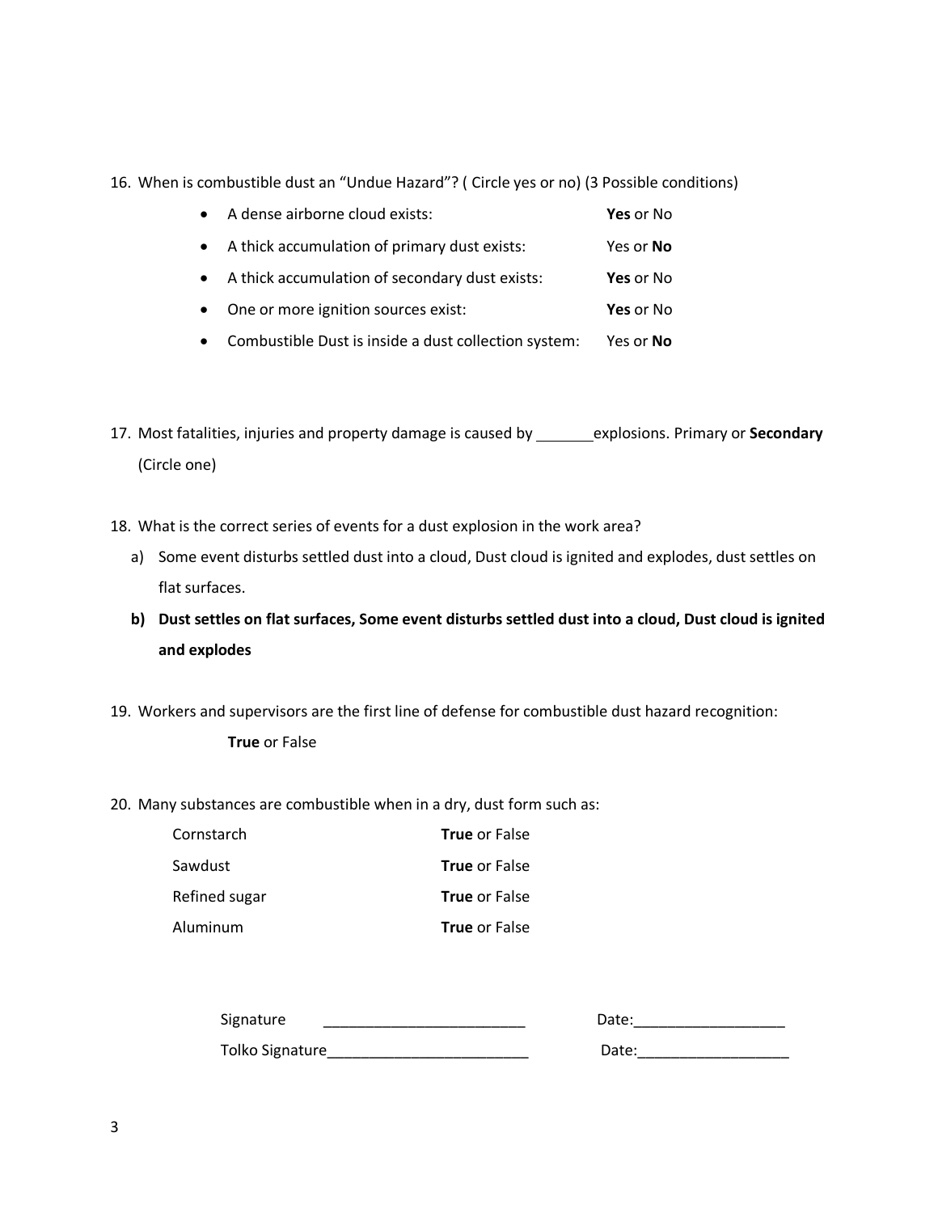16. When is combustible dust an “Undue Hazard”? ( Circle yes or no) (3 Possible conditions)
    - A dense airborne cloud exists: **Yes** or No
    - A thick accumulation of primary dust exists: Yes or **No**
    - A thick accumulation of secondary dust exists: **Yes** or No
    - One or more ignition sources exist: **Yes** or No
    - Combustible Dust is inside a dust collection system: Yes or **No**

17. Most fatalities, injuries and property damage is caused by _______ explosions. Primary or **Secondary** (Circle one)

18. What is the correct series of events for a dust explosion in the work area?
    a) Some event disturbs settled dust into a cloud, Dust cloud is ignited and explodes, dust settles on flat surfaces.
    **b) Dust settles on flat surfaces, Some event disturbs settled dust into a cloud, Dust cloud is ignited and explodes**

19. Workers and supervisors are the first line of defense for combustible dust hazard recognition:
    **True** or False

20. Many substances are combustible when in a dry, dust form such as:

| | |
|---|---|
| Cornstarch | **True** or False |
| Sawdust | **True** or False |
| Refined sugar | **True** or False |
| Aluminum | **True** or False |

Signature ________________________ Date:__________________

Tolko Signature________________________ Date:__________________